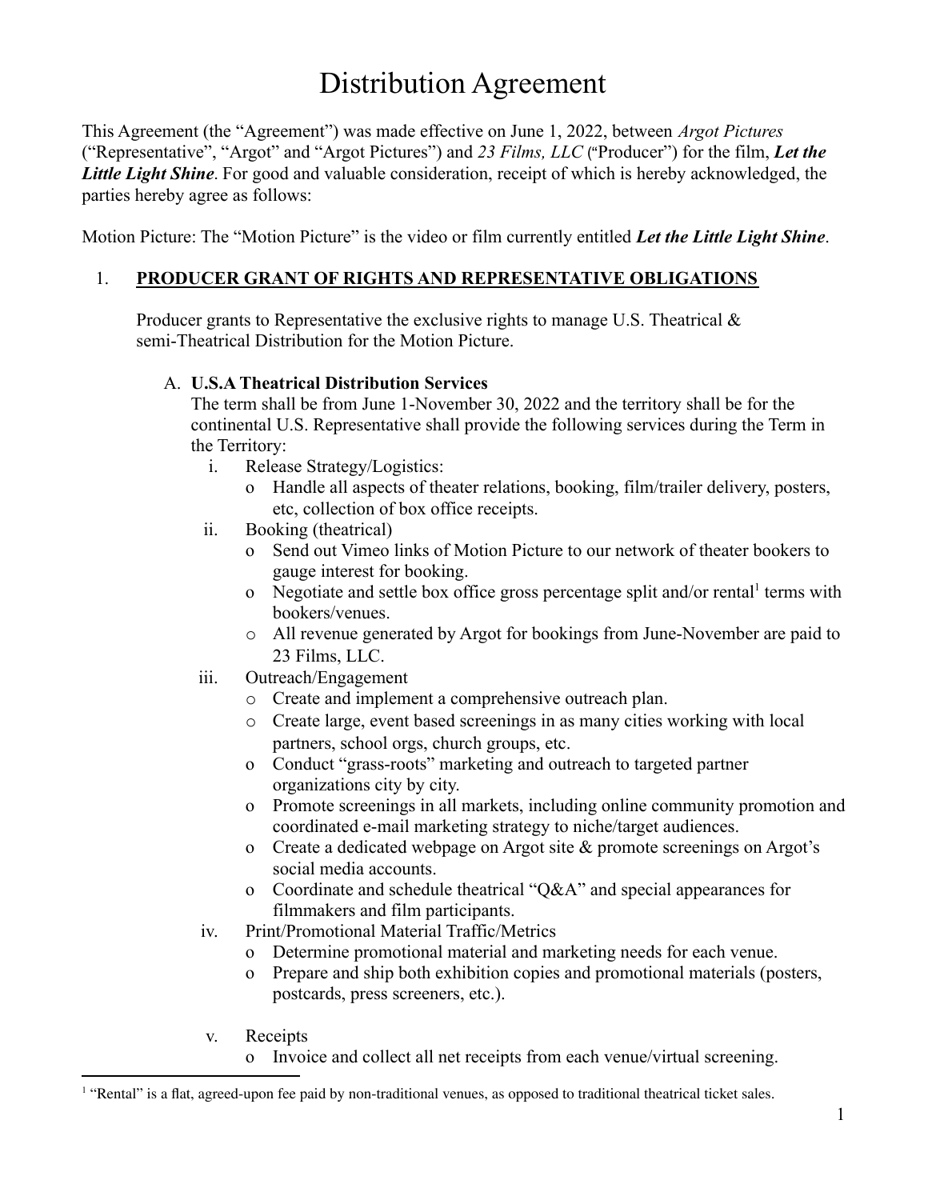# Distribution Agreement

This Agreement (the "Agreement") was made effective on June 1, 2022, between *Argot Pictures* ("Representative", "Argot" and "Argot Pictures") and *23 Films, LLC* ("Producer") for the film, ***Let the Little Light Shine***. For good and valuable consideration, receipt of which is hereby acknowledged, the parties hereby agree as follows:

Motion Picture: The "Motion Picture" is the video or film currently entitled ***Let the Little Light Shine***.

1. **PRODUCER GRANT OF RIGHTS AND REPRESENTATIVE OBLIGATIONS**

   Producer grants to Representative the exclusive rights to manage U.S. Theatrical & semi-Theatrical Distribution for the Motion Picture.

   A. **U.S.A Theatrical Distribution Services**
      The term shall be from June 1-November 30, 2022 and the territory shall be for the continental U.S. Representative shall provide the following services during the Term in the Territory:

      i. Release Strategy/Logistics:
         - Handle all aspects of theater relations, booking, film/trailer delivery, posters, etc, collection of box office receipts.

      ii. Booking (theatrical)
         - Send out Vimeo links of Motion Picture to our network of theater bookers to gauge interest for booking.
         - Negotiate and settle box office gross percentage split and/or rental[1] terms with bookers/venues.
         - All revenue generated by Argot for bookings from June-November are paid to 23 Films, LLC.

      iii. Outreach/Engagement
         - Create and implement a comprehensive outreach plan.
         - Create large, event based screenings in as many cities working with local partners, school orgs, church groups, etc.
         - Conduct "grass-roots" marketing and outreach to targeted partner organizations city by city.
         - Promote screenings in all markets, including online community promotion and coordinated e-mail marketing strategy to niche/target audiences.
         - Create a dedicated webpage on Argot site & promote screenings on Argot's social media accounts.
         - Coordinate and schedule theatrical "Q&A" and special appearances for filmmakers and film participants.

      iv. Print/Promotional Material Traffic/Metrics
         - Determine promotional material and marketing needs for each venue.
         - Prepare and ship both exhibition copies and promotional materials (posters, postcards, press screeners, etc.).

      v. Receipts
         - Invoice and collect all net receipts from each venue/virtual screening.

[1] "Rental" is a flat, agreed-upon fee paid by non-traditional venues, as opposed to traditional theatrical ticket sales.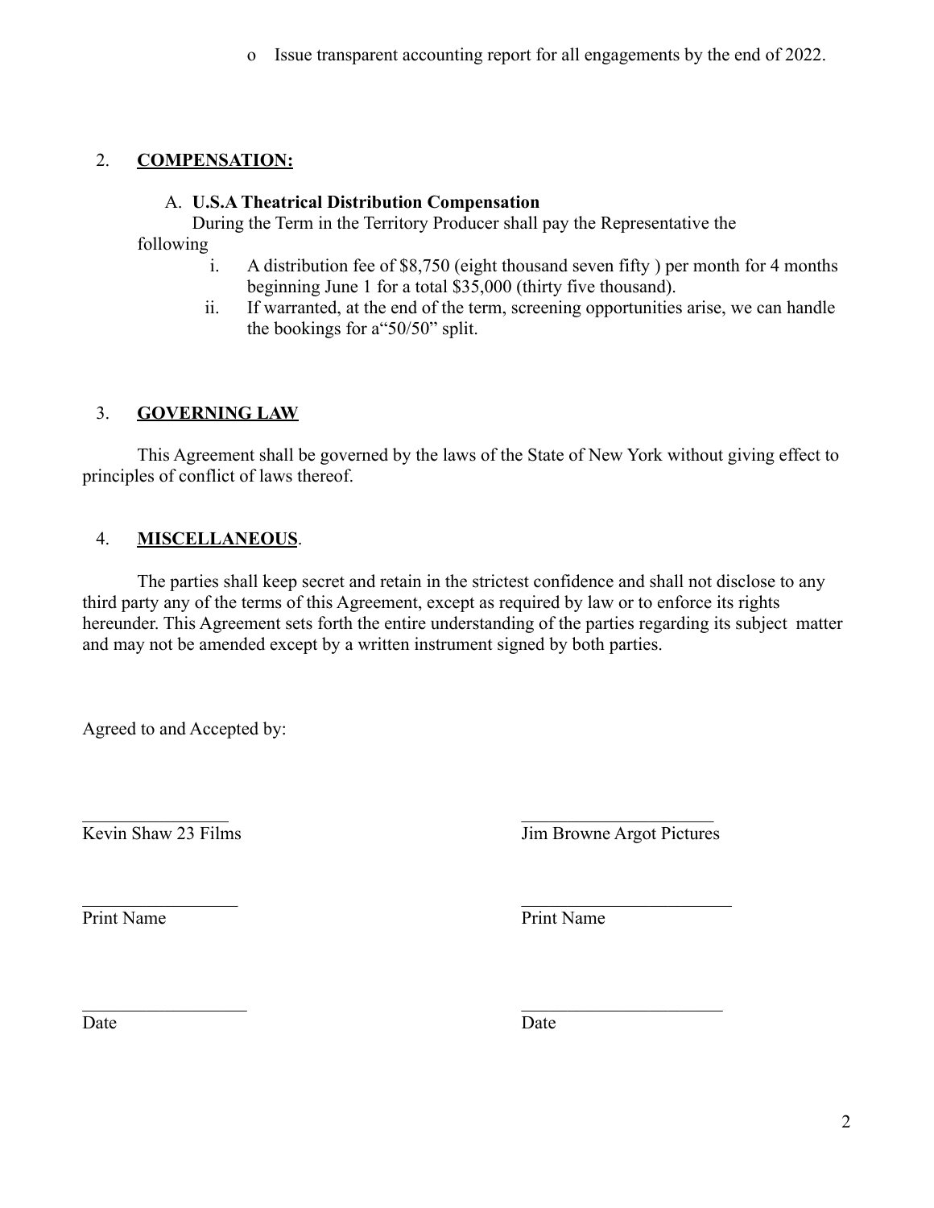- Issue transparent accounting report for all engagements by the end of 2022.

2. **COMPENSATION:**

   A. **U.S.A Theatrical Distribution Compensation**

   During the Term in the Territory Producer shall pay the Representative the following

   i. A distribution fee of $8,750 (eight thousand seven fifty ) per month for 4 months beginning June 1 for a total $35,000 (thirty five thousand).

   ii. If warranted, at the end of the term, screening opportunities arise, we can handle the bookings for a"50/50" split.

3. **GOVERNING LAW**

This Agreement shall be governed by the laws of the State of New York without giving effect to principles of conflict of laws thereof.

4. **MISCELLANEOUS**.

The parties shall keep secret and retain in the strictest confidence and shall not disclose to any third party any of the terms of this Agreement, except as required by law or to enforce its rights hereunder. This Agreement sets forth the entire understanding of the parties regarding its subject matter and may not be amended except by a written instrument signed by both parties.

Agreed to and Accepted by:

| | |
|---|---|
| ________________ | ____________________ |
| Kevin Shaw 23 Films | Jim Browne Argot Pictures |
| ________________ | ____________________ |
| Print Name | Print Name |
| ________________ | ____________________ |
| Date | Date |